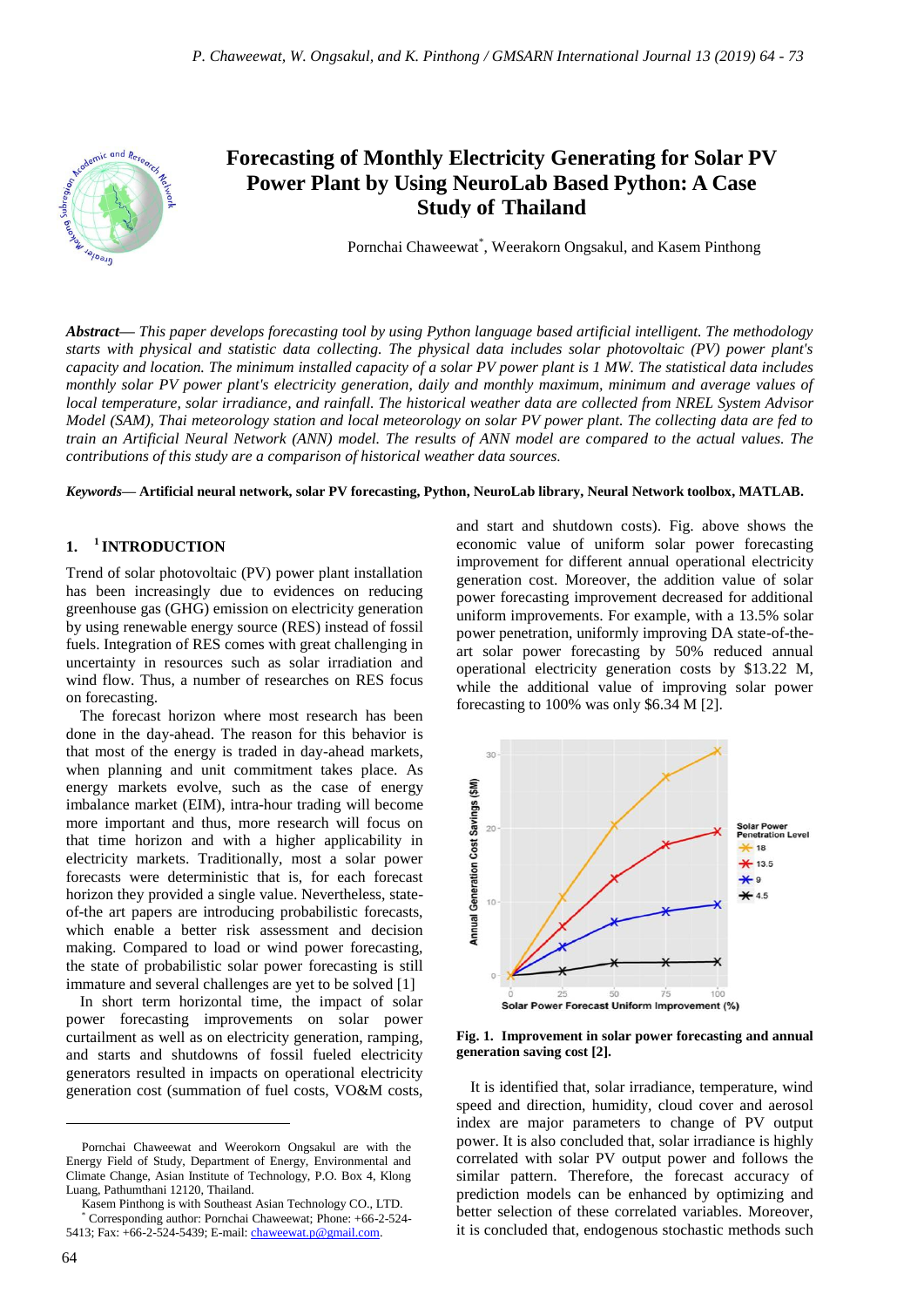# Forecasting of Monthly Electricity Generating for Solar PV Power Plant by Using NeuroLab Based Python: A Case Study of Thailand

Pornchai Chaweewat*, Weerakorn Ongsakul, and Kasem Pinthong

***Abstract*****—** *This paper develops forecasting tool by using Python language based artificial intelligent. The methodology starts with physical and statistic data collecting. The physical data includes solar photovoltaic (PV) power plant's capacity and location. The minimum installed capacity of a solar PV power plant is 1 MW. The statistical data includes monthly solar PV power plant's electricity generation, daily and monthly maximum, minimum and average values of local temperature, solar irradiance, and rainfall. The historical weather data are collected from NREL System Advisor Model (SAM), Thai meteorology station and local meteorology on solar PV power plant. The collecting data are fed to train an Artificial Neural Network (ANN) model. The results of ANN model are compared to the actual values. The contributions of this study are a comparison of historical weather data sources.*

***Keywords*****— Artificial neural network, solar PV forecasting, Python, NeuroLab library, Neural Network toolbox, MATLAB.**

## 1. [1] INTRODUCTION

Trend of solar photovoltaic (PV) power plant installation has been increasingly due to evidences on reducing greenhouse gas (GHG) emission on electricity generation by using renewable energy source (RES) instead of fossil fuels. Integration of RES comes with great challenging in uncertainty in resources such as solar irradiation and wind flow. Thus, a number of researches on RES focus on forecasting.

The forecast horizon where most research has been done in the day-ahead. The reason for this behavior is that most of the energy is traded in day-ahead markets, when planning and unit commitment takes place. As energy markets evolve, such as the case of energy imbalance market (EIM), intra-hour trading will become more important and thus, more research will focus on that time horizon and with a higher applicability in electricity markets. Traditionally, most a solar power forecasts were deterministic that is, for each forecast horizon they provided a single value. Nevertheless, state-of-the art papers are introducing probabilistic forecasts, which enable a better risk assessment and decision making. Compared to load or wind power forecasting, the state of probabilistic solar power forecasting is still immature and several challenges are yet to be solved [1]

In short term horizontal time, the impact of solar power forecasting improvements on solar power curtailment as well as on electricity generation, ramping, and starts and shutdowns of fossil fueled electricity generators resulted in impacts on operational electricity generation cost (summation of fuel costs, VO&M costs, and start and shutdown costs). Fig. above shows the economic value of uniform solar power forecasting improvement for different annual operational electricity generation cost. Moreover, the addition value of solar power forecasting improvement decreased for additional uniform improvements. For example, with a 13.5% solar power penetration, uniformly improving DA state-of-the-art solar power forecasting by 50% reduced annual operational electricity generation costs by $13.22 M, while the additional value of improving solar power forecasting to 100% was only $6.34 M [2].

**Fig. 1. Improvement in solar power forecasting and annual generation saving cost [2].**

It is identified that, solar irradiance, temperature, wind speed and direction, humidity, cloud cover and aerosol index are major parameters to change of PV output power. It is also concluded that, solar irradiance is highly correlated with solar PV output power and follows the similar pattern. Therefore, the forecast accuracy of prediction models can be enhanced by optimizing and better selection of these correlated variables. Moreover, it is concluded that, endogenous stochastic methods such

---

Pornchai Chaweewat and Weerokorn Ongsakul are with the Energy Field of Study, Department of Energy, Environmental and Climate Change, Asian Institute of Technology, P.O. Box 4, Klong Luang, Pathumthani 12120, Thailand.

Kasem Pinthong is with Southeast Asian Technology CO., LTD.

* Corresponding author: Pornchai Chaweewat; Phone: +66-2-524-5413; Fax: +66-2-524-5439; E-mail: chaweewat.p@gmail.com.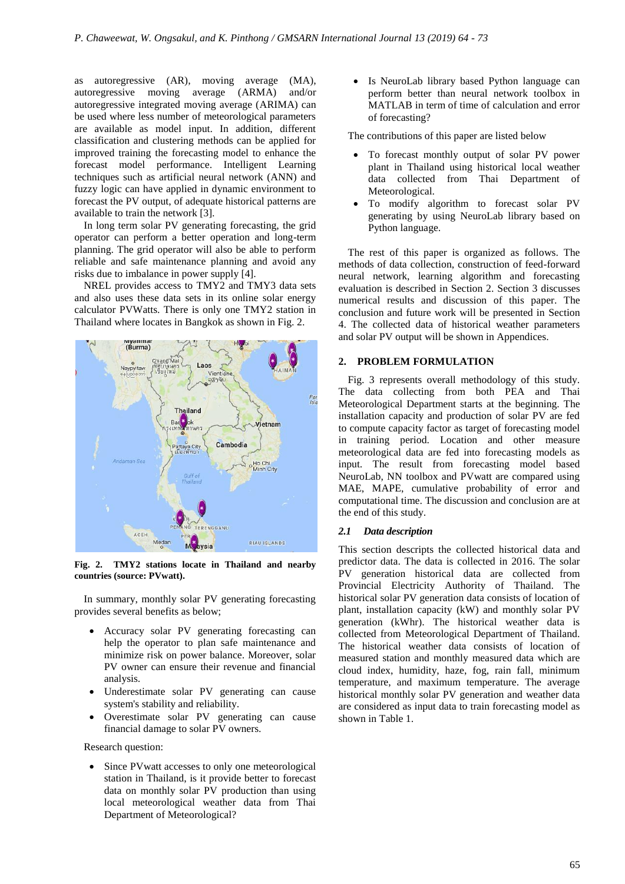as autoregressive (AR), moving average (MA), autoregressive moving average (ARMA) and/or autoregressive integrated moving average (ARIMA) can be used where less number of meteorological parameters are available as model input. In addition, different classification and clustering methods can be applied for improved training the forecasting model to enhance the forecast model performance. Intelligent Learning techniques such as artificial neural network (ANN) and fuzzy logic can have applied in dynamic environment to forecast the PV output, of adequate historical patterns are available to train the network [3].

In long term solar PV generating forecasting, the grid operator can perform a better operation and long-term planning. The grid operator will also be able to perform reliable and safe maintenance planning and avoid any risks due to imbalance in power supply [4].

NREL provides access to TMY2 and TMY3 data sets and also uses these data sets in its online solar energy calculator PVWatts. There is only one TMY2 station in Thailand where locates in Bangkok as shown in Fig. 2.

**Fig. 2. TMY2 stations locate in Thailand and nearby countries (source: PVwatt).**

In summary, monthly solar PV generating forecasting provides several benefits as below;

- Accuracy solar PV generating forecasting can help the operator to plan safe maintenance and minimize risk on power balance. Moreover, solar PV owner can ensure their revenue and financial analysis.
- Underestimate solar PV generating can cause system's stability and reliability.
- Overestimate solar PV generating can cause financial damage to solar PV owners.

Research question:

- Since PVwatt accesses to only one meteorological station in Thailand, is it provide better to forecast data on monthly solar PV production than using local meteorological weather data from Thai Department of Meteorological?
- Is NeuroLab library based Python language can perform better than neural network toolbox in MATLAB in term of time of calculation and error of forecasting?

The contributions of this paper are listed below

- To forecast monthly output of solar PV power plant in Thailand using historical local weather data collected from Thai Department of Meteorological.
- To modify algorithm to forecast solar PV generating by using NeuroLab library based on Python language.

The rest of this paper is organized as follows. The methods of data collection, construction of feed-forward neural network, learning algorithm and forecasting evaluation is described in Section 2. Section 3 discusses numerical results and discussion of this paper. The conclusion and future work will be presented in Section 4. The collected data of historical weather parameters and solar PV output will be shown in Appendices.

## 2. PROBLEM FORMULATION

Fig. 3 represents overall methodology of this study. The data collecting from both PEA and Thai Meteorological Department starts at the beginning. The installation capacity and production of solar PV are fed to compute capacity factor as target of forecasting model in training period. Location and other measure meteorological data are fed into forecasting models as input. The result from forecasting model based NeuroLab, NN toolbox and PVwatt are compared using MAE, MAPE, cumulative probability of error and computational time. The discussion and conclusion are at the end of this study.

### *2.1 Data description*

This section descripts the collected historical data and predictor data. The data is collected in 2016. The solar PV generation historical data are collected from Provincial Electricity Authority of Thailand. The historical solar PV generation data consists of location of plant, installation capacity (kW) and monthly solar PV generation (kWhr). The historical weather data is collected from Meteorological Department of Thailand. The historical weather data consists of location of measured station and monthly measured data which are cloud index, humidity, haze, fog, rain fall, minimum temperature, and maximum temperature. The average historical monthly solar PV generation and weather data are considered as input data to train forecasting model as shown in Table 1.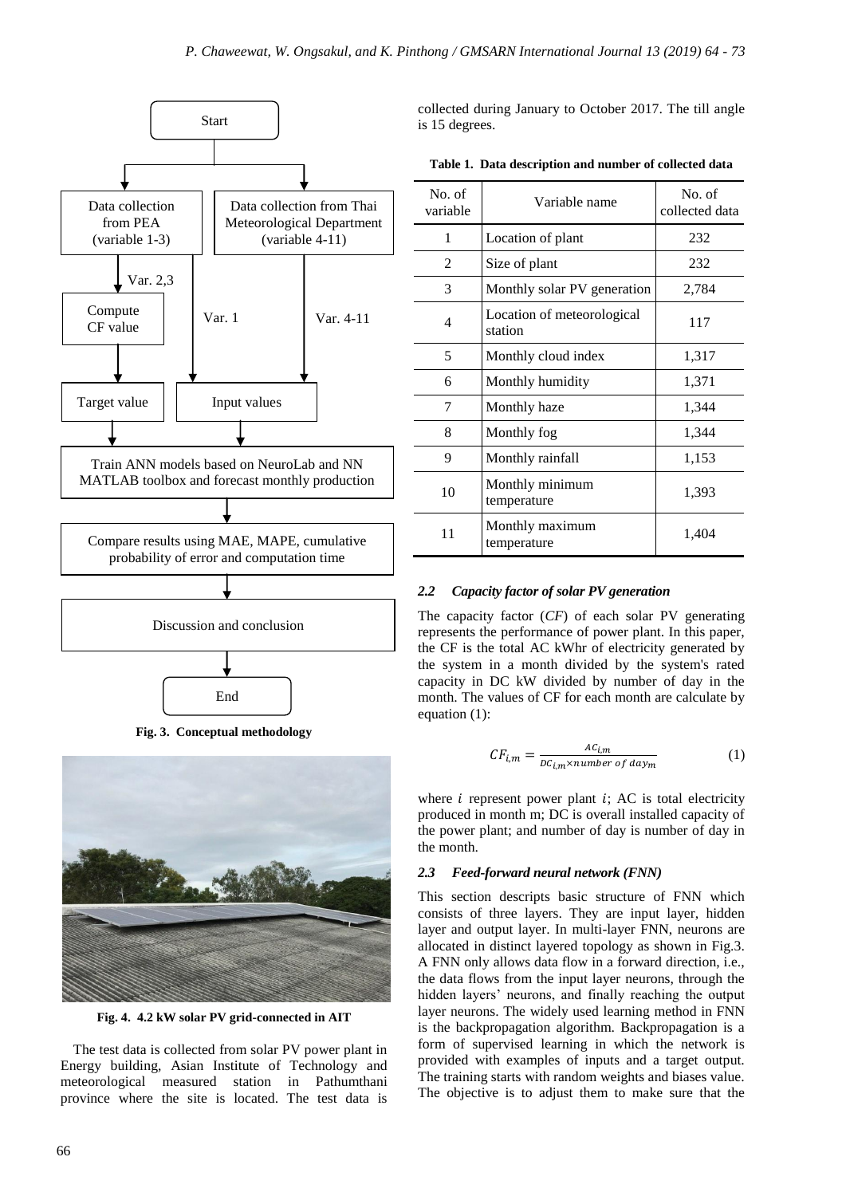Fig. 3. Conceptual methodology

Fig. 4. 4.2 kW solar PV grid-connected in AIT

The test data is collected from solar PV power plant in Energy building, Asian Institute of Technology and meteorological measured station in Pathumthani province where the site is located. The test data is collected during January to October 2017. The till angle is 15 degrees.

**Table 1. Data description and number of collected data**

| No. of variable | Variable name | No. of collected data |
|---|---|---|
| 1 | Location of plant | 232 |
| 2 | Size of plant | 232 |
| 3 | Monthly solar PV generation | 2,784 |
| 4 | Location of meteorological station | 117 |
| 5 | Monthly cloud index | 1,317 |
| 6 | Monthly humidity | 1,371 |
| 7 | Monthly haze | 1,344 |
| 8 | Monthly fog | 1,344 |
| 9 | Monthly rainfall | 1,153 |
| 10 | Monthly minimum temperature | 1,393 |
| 11 | Monthly maximum temperature | 1,404 |

### *2.2 Capacity factor of solar PV generation*

The capacity factor (*CF*) of each solar PV generating represents the performance of power plant. In this paper, the CF is the total AC kWhr of electricity generated by the system in a month divided by the system's rated capacity in DC kW divided by number of day in the month. The values of CF for each month are calculate by equation (1):

$$CF_{i,m} = \frac{AC_{i,m}}{DC_{i,m} \times number\ of\ day_m} \tag{1}$$

where $i$ represent power plant $i$; AC is total electricity produced in month m; DC is overall installed capacity of the power plant; and number of day is number of day in the month.

### *2.3 Feed-forward neural network (FNN)*

This section descripts basic structure of FNN which consists of three layers. They are input layer, hidden layer and output layer. In multi-layer FNN, neurons are allocated in distinct layered topology as shown in Fig.3. A FNN only allows data flow in a forward direction, i.e., the data flows from the input layer neurons, through the hidden layers' neurons, and finally reaching the output layer neurons. The widely used learning method in FNN is the backpropagation algorithm. Backpropagation is a form of supervised learning in which the network is provided with examples of inputs and a target output. The training starts with random weights and biases value. The objective is to adjust them to make sure that the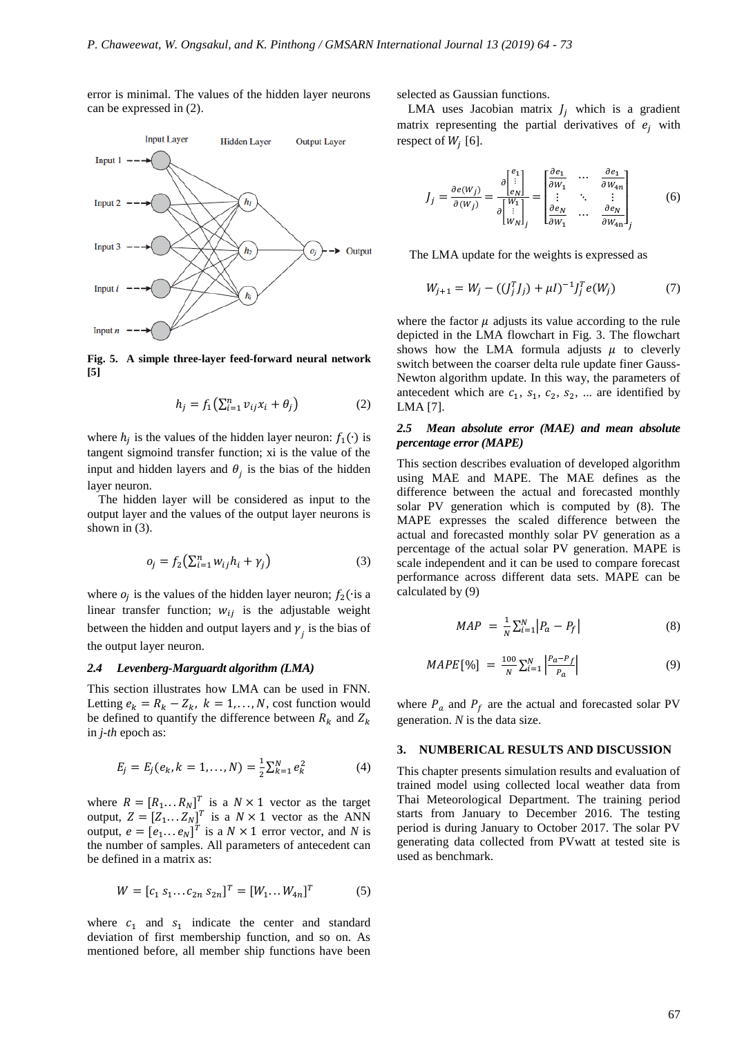error is minimal. The values of the hidden layer neurons can be expressed in (2).

**Fig. 5. A simple three-layer feed-forward neural network [5]**

$$h_j = f_1\left(\sum_{i=1}^{n} v_{ij} x_i + \theta_j\right) \tag{2}$$

where $h_j$ is the values of the hidden layer neuron: $f_1(\cdot)$ is tangent sigmoind transfer function; xi is the value of the input and hidden layers and $\theta_j$ is the bias of the hidden layer neuron.

The hidden layer will be considered as input to the output layer and the values of the output layer neurons is shown in (3).

$$o_j = f_2\left(\sum_{i=1}^{n} w_{ij} h_i + \gamma_j\right) \tag{3}$$

where $o_j$ is the values of the hidden layer neuron; $f_2(\cdot$is a linear transfer function; $w_{ij}$ is the adjustable weight between the hidden and output layers and $\gamma_j$ is the bias of the output layer neuron.

### 2.4 *Levenberg-Marguardt algorithm (LMA)*

This section illustrates how LMA can be used in FNN. Letting $e_k = R_k - Z_k$, $k = 1, \ldots, N$, cost function would be defined to quantify the difference between $R_k$ and $Z_k$ in *j-th* epoch as:

$$E_j = E_j(e_k, k = 1, \ldots, N) = \frac{1}{2}\sum_{k=1}^{N} e_k^2 \tag{4}$$

where $R = [R_1 \ldots R_N]^T$ is a $N \times 1$ vector as the target output, $Z = [Z_1 \ldots Z_N]^T$ is a $N \times 1$ vector as the ANN output, $e = [e_1 \ldots e_N]^T$ is a $N \times 1$ error vector, and $N$ is the number of samples. All parameters of antecedent can be defined in a matrix as:

$$W = [c_1\ s_1 \ldots c_{2n}\ s_{2n}]^T = [W_1 \ldots W_{4n}]^T \tag{5}$$

where $c_1$ and $s_1$ indicate the center and standard deviation of first membership function, and so on. As mentioned before, all member ship functions have been selected as Gaussian functions.

LMA uses Jacobian matrix $J_j$ which is a gradient matrix representing the partial derivatives of $e_j$ with respect of $W_j$ [6].

$$J_j = \frac{\partial e(W_j)}{\partial (W_j)} = \frac{\partial \begin{bmatrix} e_1 \\ \vdots \\ e_N \end{bmatrix}}{\partial \begin{bmatrix} W_1 \\ \vdots \\ W_N \end{bmatrix}_j} = \begin{bmatrix} \frac{\partial e_1}{\partial W_1} & \cdots & \frac{\partial e_1}{\partial W_{4n}} \\ \vdots & \ddots & \vdots \\ \frac{\partial e_N}{\partial W_1} & \cdots & \frac{\partial e_N}{\partial W_{4n}} \end{bmatrix}_j \tag{6}$$

The LMA update for the weights is expressed as

$$W_{j+1} = W_j - ((J_j^T J_j) + \mu I)^{-1} J_j^T e(W_j) \tag{7}$$

where the factor $\mu$ adjusts its value according to the rule depicted in the LMA flowchart in Fig. 3. The flowchart shows how the LMA formula adjusts $\mu$ to cleverly switch between the coarser delta rule update finer Gauss-Newton algorithm update. In this way, the parameters of antecedent which are $c_1$, $s_1$, $c_2$, $s_2$, ... are identified by LMA [7].

### 2.5 *Mean absolute error (MAE) and mean absolute percentage error (MAPE)*

This section describes evaluation of developed algorithm using MAE and MAPE. The MAE defines as the difference between the actual and forecasted monthly solar PV generation which is computed by (8). The MAPE expresses the scaled difference between the actual and forecasted monthly solar PV generation as a percentage of the actual solar PV generation. MAPE is scale independent and it can be used to compare forecast performance across different data sets. MAPE can be calculated by (9)

$$MAP = \frac{1}{N}\sum_{i=1}^{N} |P_a - P_f| \tag{8}$$

$$MAPE[\%] = \frac{100}{N}\sum_{i=1}^{N} \left|\frac{P_a - P_f}{P_a}\right| \tag{9}$$

where $P_a$ and $P_f$ are the actual and forecasted solar PV generation. $N$ is the data size.

## 3. NUMBERICAL RESULTS AND DISCUSSION

This chapter presents simulation results and evaluation of trained model using collected local weather data from Thai Meteorological Department. The training period starts from January to December 2016. The testing period is during January to October 2017. The solar PV generating data collected from PVwatt at tested site is used as benchmark.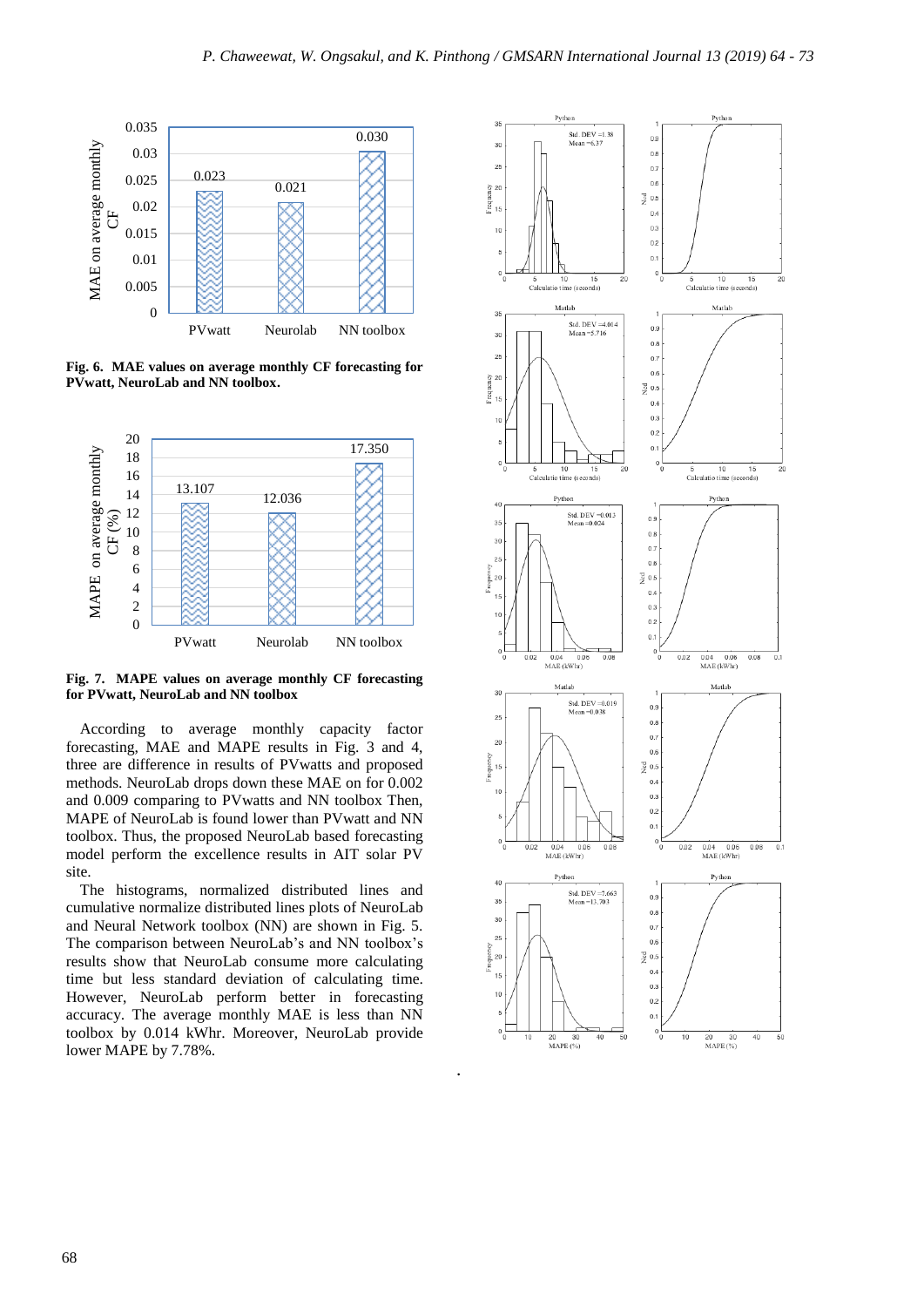**Fig. 6. MAE values on average monthly CF forecasting for PVwatt, NeuroLab and NN toolbox.**

**Fig. 7. MAPE values on average monthly CF forecasting for PVwatt, NeuroLab and NN toolbox**

According to average monthly capacity factor forecasting, MAE and MAPE results in Fig. 3 and 4, three are difference in results of PVwatts and proposed methods. NeuroLab drops down these MAE on for 0.002 and 0.009 comparing to PVwatts and NN toolbox Then, MAPE of NeuroLab is found lower than PVwatt and NN toolbox. Thus, the proposed NeuroLab based forecasting model perform the excellence results in AIT solar PV site.

The histograms, normalized distributed lines and cumulative normalize distributed lines plots of NeuroLab and Neural Network toolbox (NN) are shown in Fig. 5. The comparison between NeuroLab's and NN toolbox's results show that NeuroLab consume more calculating time but less standard deviation of calculating time. However, NeuroLab perform better in forecasting accuracy. The average monthly MAE is less than NN toolbox by 0.014 kWhr. Moreover, NeuroLab provide lower MAPE by 7.78%.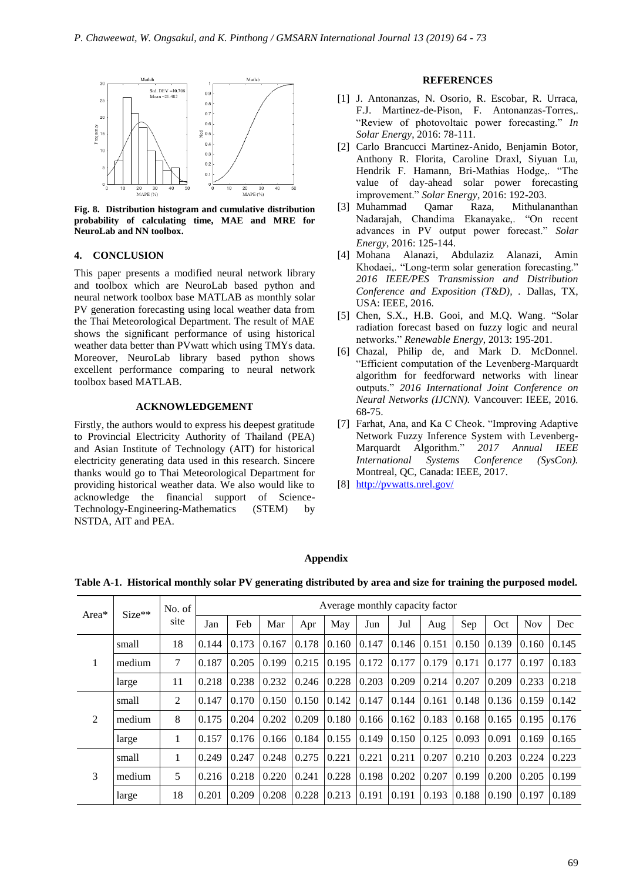**Fig. 8. Distribution histogram and cumulative distribution probability of calculating time, MAE and MRE for NeuroLab and NN toolbox.**

## 4. CONCLUSION

This paper presents a modified neural network library and toolbox which are NeuroLab based python and neural network toolbox base MATLAB as monthly solar PV generation forecasting using local weather data from the Thai Meteorological Department. The result of MAE shows the significant performance of using historical weather data better than PVwatt which using TMYs data. Moreover, NeuroLab library based python shows excellent performance comparing to neural network toolbox based MATLAB.

## ACKNOWLEDGEMENT

Firstly, the authors would to express his deepest gratitude to Provincial Electricity Authority of Thailand (PEA) and Asian Institute of Technology (AIT) for historical electricity generating data used in this research. Sincere thanks would go to Thai Meteorological Department for providing historical weather data. We also would like to acknowledge the financial support of Science-Technology-Engineering-Mathematics (STEM) by NSTDA, AIT and PEA.

## REFERENCES

[1] J. Antonanzas, N. Osorio, R. Escobar, R. Urraca, F.J. Martinez-de-Pison, F. Antonanzas-Torres,. "Review of photovoltaic power forecasting." *In Solar Energy*, 2016: 78-111.

[2] Carlo Brancucci Martinez-Anido, Benjamin Botor, Anthony R. Florita, Caroline Draxl, Siyuan Lu, Hendrik F. Hamann, Bri-Mathias Hodge,. "The value of day-ahead solar power forecasting improvement." *Solar Energy*, 2016: 192-203.

[3] Muhammad Qamar Raza, Mithulananthan Nadarajah, Chandima Ekanayake,. "On recent advances in PV output power forecast." *Solar Energy*, 2016: 125-144.

[4] Mohana Alanazi, Abdulaziz Alanazi, Amin Khodaei,. "Long-term solar generation forecasting." *2016 IEEE/PES Transmission and Distribution Conference and Exposition (T&D),* . Dallas, TX, USA: IEEE, 2016.

[5] Chen, S.X., H.B. Gooi, and M.Q. Wang. "Solar radiation forecast based on fuzzy logic and neural networks." *Renewable Energy*, 2013: 195-201.

[6] Chazal, Philip de, and Mark D. McDonnel. "Efficient computation of the Levenberg-Marquardt algorithm for feedforward networks with linear outputs." *2016 International Joint Conference on Neural Networks (IJCNN).* Vancouver: IEEE, 2016. 68-75.

[7] Farhat, Ana, and Ka C Cheok. "Improving Adaptive Network Fuzzy Inference System with Levenberg-Marquardt Algorithm." *2017 Annual IEEE International Systems Conference (SysCon).* Montreal, QC, Canada: IEEE, 2017.

[8] http://pvwatts.nrel.gov/

## Appendix

**Table A-1. Historical monthly solar PV generating distributed by area and size for training the purposed model.**

| Area* | Size** | No. of site | Average monthly capacity factor | | | | | | | | | | | |
|---|---|---|---|---|---|---|---|---|---|---|---|---|---|---|
| | | | Jan | Feb | Mar | Apr | May | Jun | Jul | Aug | Sep | Oct | Nov | Dec |
| 1 | small | 18 | 0.144 | 0.173 | 0.167 | 0.178 | 0.160 | 0.147 | 0.146 | 0.151 | 0.150 | 0.139 | 0.160 | 0.145 |
| | medium | 7 | 0.187 | 0.205 | 0.199 | 0.215 | 0.195 | 0.172 | 0.177 | 0.179 | 0.171 | 0.177 | 0.197 | 0.183 |
| | large | 11 | 0.218 | 0.238 | 0.232 | 0.246 | 0.228 | 0.203 | 0.209 | 0.214 | 0.207 | 0.209 | 0.233 | 0.218 |
| 2 | small | 2 | 0.147 | 0.170 | 0.150 | 0.150 | 0.142 | 0.147 | 0.144 | 0.161 | 0.148 | 0.136 | 0.159 | 0.142 |
| | medium | 8 | 0.175 | 0.204 | 0.202 | 0.209 | 0.180 | 0.166 | 0.162 | 0.183 | 0.168 | 0.165 | 0.195 | 0.176 |
| | large | 1 | 0.157 | 0.176 | 0.166 | 0.184 | 0.155 | 0.149 | 0.150 | 0.125 | 0.093 | 0.091 | 0.169 | 0.165 |
| 3 | small | 1 | 0.249 | 0.247 | 0.248 | 0.275 | 0.221 | 0.221 | 0.211 | 0.207 | 0.210 | 0.203 | 0.224 | 0.223 |
| | medium | 5 | 0.216 | 0.218 | 0.220 | 0.241 | 0.228 | 0.198 | 0.202 | 0.207 | 0.199 | 0.200 | 0.205 | 0.199 |
| | large | 18 | 0.201 | 0.209 | 0.208 | 0.228 | 0.213 | 0.191 | 0.191 | 0.193 | 0.188 | 0.190 | 0.197 | 0.189 |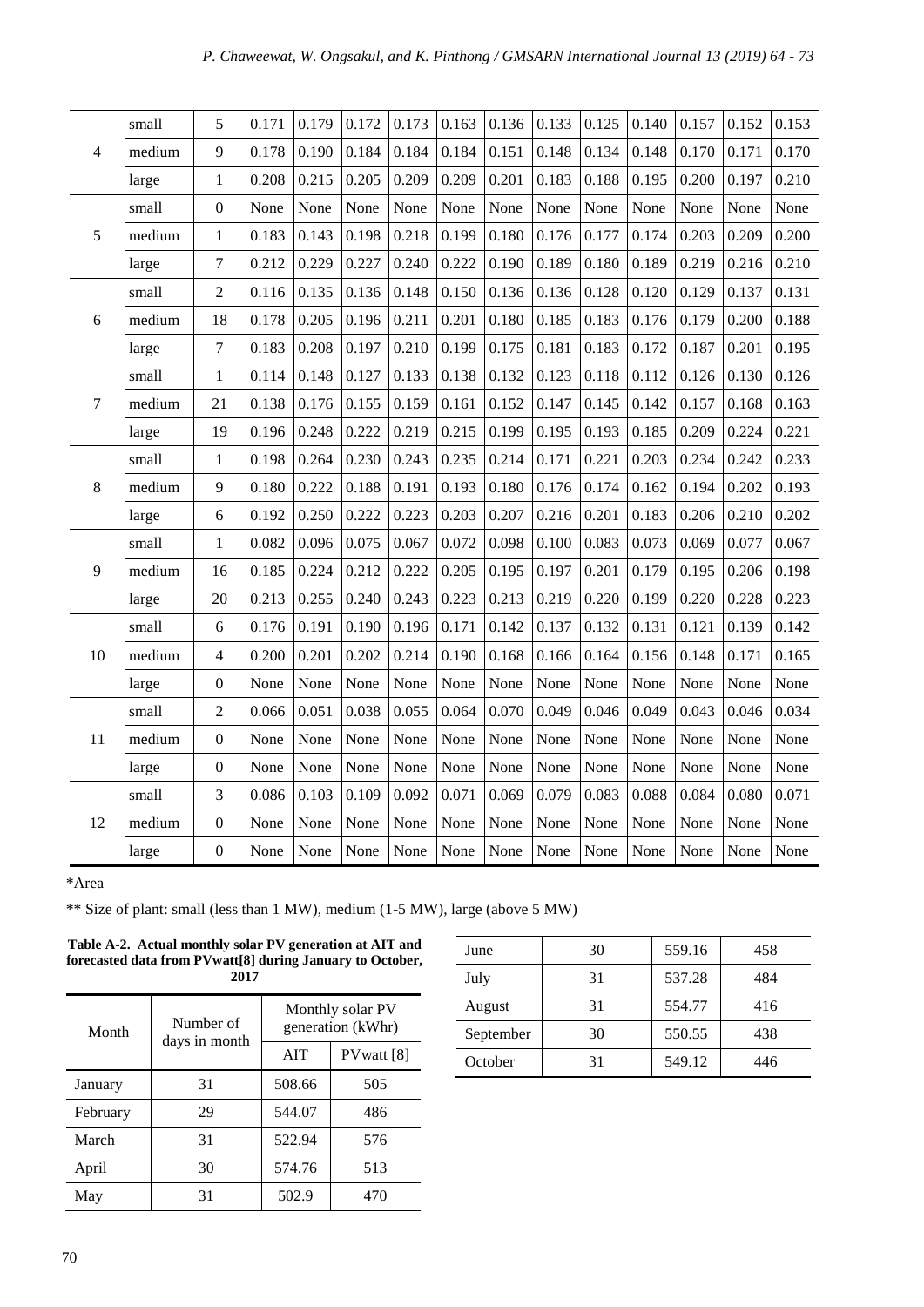| 4 | small | 5 | 0.171 | 0.179 | 0.172 | 0.173 | 0.163 | 0.136 | 0.133 | 0.125 | 0.140 | 0.157 | 0.152 | 0.153 |
|---|---|---|---|---|---|---|---|---|---|---|---|---|---|---|
| | medium | 9 | 0.178 | 0.190 | 0.184 | 0.184 | 0.184 | 0.151 | 0.148 | 0.134 | 0.148 | 0.170 | 0.171 | 0.170 |
| | large | 1 | 0.208 | 0.215 | 0.205 | 0.209 | 0.209 | 0.201 | 0.183 | 0.188 | 0.195 | 0.200 | 0.197 | 0.210 |
| 5 | small | 0 | None | None | None | None | None | None | None | None | None | None | None | None |
| | medium | 1 | 0.183 | 0.143 | 0.198 | 0.218 | 0.199 | 0.180 | 0.176 | 0.177 | 0.174 | 0.203 | 0.209 | 0.200 |
| | large | 7 | 0.212 | 0.229 | 0.227 | 0.240 | 0.222 | 0.190 | 0.189 | 0.180 | 0.189 | 0.219 | 0.216 | 0.210 |
| 6 | small | 2 | 0.116 | 0.135 | 0.136 | 0.148 | 0.150 | 0.136 | 0.136 | 0.128 | 0.120 | 0.129 | 0.137 | 0.131 |
| | medium | 18 | 0.178 | 0.205 | 0.196 | 0.211 | 0.201 | 0.180 | 0.185 | 0.183 | 0.176 | 0.179 | 0.200 | 0.188 |
| | large | 7 | 0.183 | 0.208 | 0.197 | 0.210 | 0.199 | 0.175 | 0.181 | 0.183 | 0.172 | 0.187 | 0.201 | 0.195 |
| 7 | small | 1 | 0.114 | 0.148 | 0.127 | 0.133 | 0.138 | 0.132 | 0.123 | 0.118 | 0.112 | 0.126 | 0.130 | 0.126 |
| | medium | 21 | 0.138 | 0.176 | 0.155 | 0.159 | 0.161 | 0.152 | 0.147 | 0.145 | 0.142 | 0.157 | 0.168 | 0.163 |
| | large | 19 | 0.196 | 0.248 | 0.222 | 0.219 | 0.215 | 0.199 | 0.195 | 0.193 | 0.185 | 0.209 | 0.224 | 0.221 |
| 8 | small | 1 | 0.198 | 0.264 | 0.230 | 0.243 | 0.235 | 0.214 | 0.171 | 0.221 | 0.203 | 0.234 | 0.242 | 0.233 |
| | medium | 9 | 0.180 | 0.222 | 0.188 | 0.191 | 0.193 | 0.180 | 0.176 | 0.174 | 0.162 | 0.194 | 0.202 | 0.193 |
| | large | 6 | 0.192 | 0.250 | 0.222 | 0.223 | 0.203 | 0.207 | 0.216 | 0.201 | 0.183 | 0.206 | 0.210 | 0.202 |
| 9 | small | 1 | 0.082 | 0.096 | 0.075 | 0.067 | 0.072 | 0.098 | 0.100 | 0.083 | 0.073 | 0.069 | 0.077 | 0.067 |
| | medium | 16 | 0.185 | 0.224 | 0.212 | 0.222 | 0.205 | 0.195 | 0.197 | 0.201 | 0.179 | 0.195 | 0.206 | 0.198 |
| | large | 20 | 0.213 | 0.255 | 0.240 | 0.243 | 0.223 | 0.213 | 0.219 | 0.220 | 0.199 | 0.220 | 0.228 | 0.223 |
| 10 | small | 6 | 0.176 | 0.191 | 0.190 | 0.196 | 0.171 | 0.142 | 0.137 | 0.132 | 0.131 | 0.121 | 0.139 | 0.142 |
| | medium | 4 | 0.200 | 0.201 | 0.202 | 0.214 | 0.190 | 0.168 | 0.166 | 0.164 | 0.156 | 0.148 | 0.171 | 0.165 |
| | large | 0 | None | None | None | None | None | None | None | None | None | None | None | None |
| 11 | small | 2 | 0.066 | 0.051 | 0.038 | 0.055 | 0.064 | 0.070 | 0.049 | 0.046 | 0.049 | 0.043 | 0.046 | 0.034 |
| | medium | 0 | None | None | None | None | None | None | None | None | None | None | None | None |
| | large | 0 | None | None | None | None | None | None | None | None | None | None | None | None |
| 12 | small | 3 | 0.086 | 0.103 | 0.109 | 0.092 | 0.071 | 0.069 | 0.079 | 0.083 | 0.088 | 0.084 | 0.080 | 0.071 |
| | medium | 0 | None | None | None | None | None | None | None | None | None | None | None | None |
| | large | 0 | None | None | None | None | None | None | None | None | None | None | None | None |

*Area

** Size of plant: small (less than 1 MW), medium (1-5 MW), large (above 5 MW)

**Table A-2. Actual monthly solar PV generation at AIT and forecasted data from PVwatt[8] during January to October, 2017**

| Month | Number of days in month | Monthly solar PV generation (kWhr) | |
|---|---|---|---|
| | | AIT | PVwatt [8] |
| January | 31 | 508.66 | 505 |
| February | 29 | 544.07 | 486 |
| March | 31 | 522.94 | 576 |
| April | 30 | 574.76 | 513 |
| May | 31 | 502.9 | 470 |
| June | 30 | 559.16 | 458 |
| July | 31 | 537.28 | 484 |
| August | 31 | 554.77 | 416 |
| September | 30 | 550.55 | 438 |
| October | 31 | 549.12 | 446 |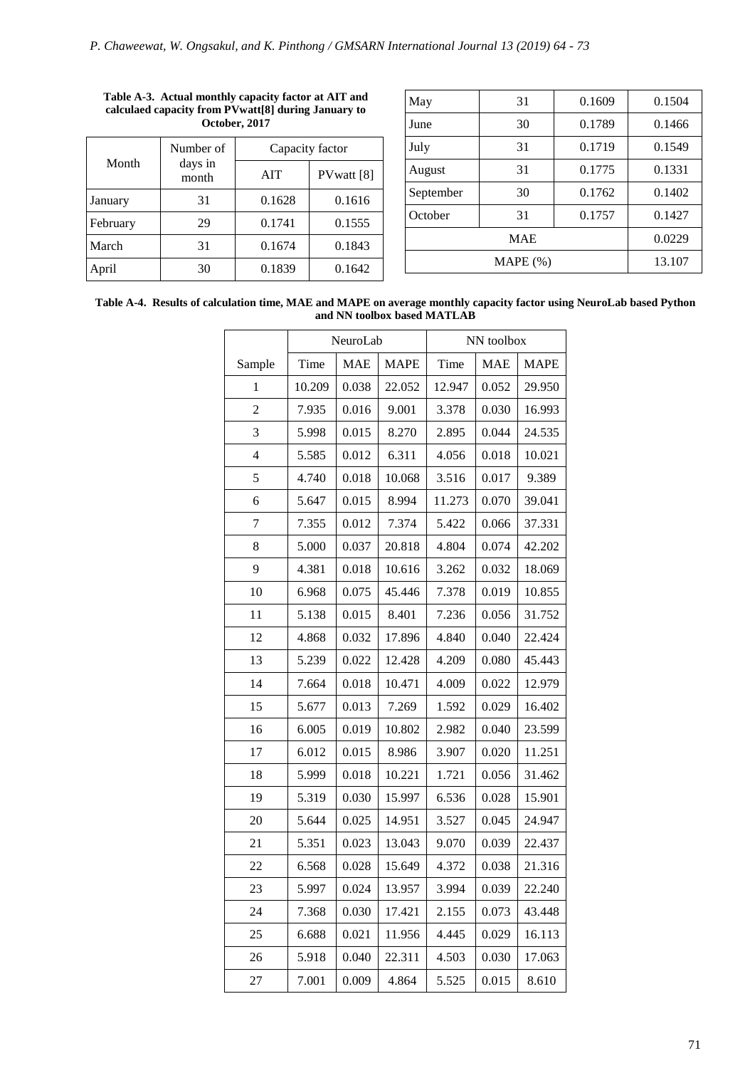**Table A-3. Actual monthly capacity factor at AIT and calculaed capacity from PVwatt[8] during January to October, 2017**

| Month | Number of days in month | Capacity factor | |
|---|---|---|---|
| | | AIT | PVwatt [8] |
| January | 31 | 0.1628 | 0.1616 |
| February | 29 | 0.1741 | 0.1555 |
| March | 31 | 0.1674 | 0.1843 |
| April | 30 | 0.1839 | 0.1642 |
| May | 31 | 0.1609 | 0.1504 |
| June | 30 | 0.1789 | 0.1466 |
| July | 31 | 0.1719 | 0.1549 |
| August | 31 | 0.1775 | 0.1331 |
| September | 30 | 0.1762 | 0.1402 |
| October | 31 | 0.1757 | 0.1427 |
| MAE | | | 0.0229 |
| MAPE (%) | | | 13.107 |

**Table A-4. Results of calculation time, MAE and MAPE on average monthly capacity factor using NeuroLab based Python and NN toolbox based MATLAB**

| | NeuroLab | | | NN toolbox | | |
|---|---|---|---|---|---|---|
| Sample | Time | MAE | MAPE | Time | MAE | MAPE |
| 1 | 10.209 | 0.038 | 22.052 | 12.947 | 0.052 | 29.950 |
| 2 | 7.935 | 0.016 | 9.001 | 3.378 | 0.030 | 16.993 |
| 3 | 5.998 | 0.015 | 8.270 | 2.895 | 0.044 | 24.535 |
| 4 | 5.585 | 0.012 | 6.311 | 4.056 | 0.018 | 10.021 |
| 5 | 4.740 | 0.018 | 10.068 | 3.516 | 0.017 | 9.389 |
| 6 | 5.647 | 0.015 | 8.994 | 11.273 | 0.070 | 39.041 |
| 7 | 7.355 | 0.012 | 7.374 | 5.422 | 0.066 | 37.331 |
| 8 | 5.000 | 0.037 | 20.818 | 4.804 | 0.074 | 42.202 |
| 9 | 4.381 | 0.018 | 10.616 | 3.262 | 0.032 | 18.069 |
| 10 | 6.968 | 0.075 | 45.446 | 7.378 | 0.019 | 10.855 |
| 11 | 5.138 | 0.015 | 8.401 | 7.236 | 0.056 | 31.752 |
| 12 | 4.868 | 0.032 | 17.896 | 4.840 | 0.040 | 22.424 |
| 13 | 5.239 | 0.022 | 12.428 | 4.209 | 0.080 | 45.443 |
| 14 | 7.664 | 0.018 | 10.471 | 4.009 | 0.022 | 12.979 |
| 15 | 5.677 | 0.013 | 7.269 | 1.592 | 0.029 | 16.402 |
| 16 | 6.005 | 0.019 | 10.802 | 2.982 | 0.040 | 23.599 |
| 17 | 6.012 | 0.015 | 8.986 | 3.907 | 0.020 | 11.251 |
| 18 | 5.999 | 0.018 | 10.221 | 1.721 | 0.056 | 31.462 |
| 19 | 5.319 | 0.030 | 15.997 | 6.536 | 0.028 | 15.901 |
| 20 | 5.644 | 0.025 | 14.951 | 3.527 | 0.045 | 24.947 |
| 21 | 5.351 | 0.023 | 13.043 | 9.070 | 0.039 | 22.437 |
| 22 | 6.568 | 0.028 | 15.649 | 4.372 | 0.038 | 21.316 |
| 23 | 5.997 | 0.024 | 13.957 | 3.994 | 0.039 | 22.240 |
| 24 | 7.368 | 0.030 | 17.421 | 2.155 | 0.073 | 43.448 |
| 25 | 6.688 | 0.021 | 11.956 | 4.445 | 0.029 | 16.113 |
| 26 | 5.918 | 0.040 | 22.311 | 4.503 | 0.030 | 17.063 |
| 27 | 7.001 | 0.009 | 4.864 | 5.525 | 0.015 | 8.610 |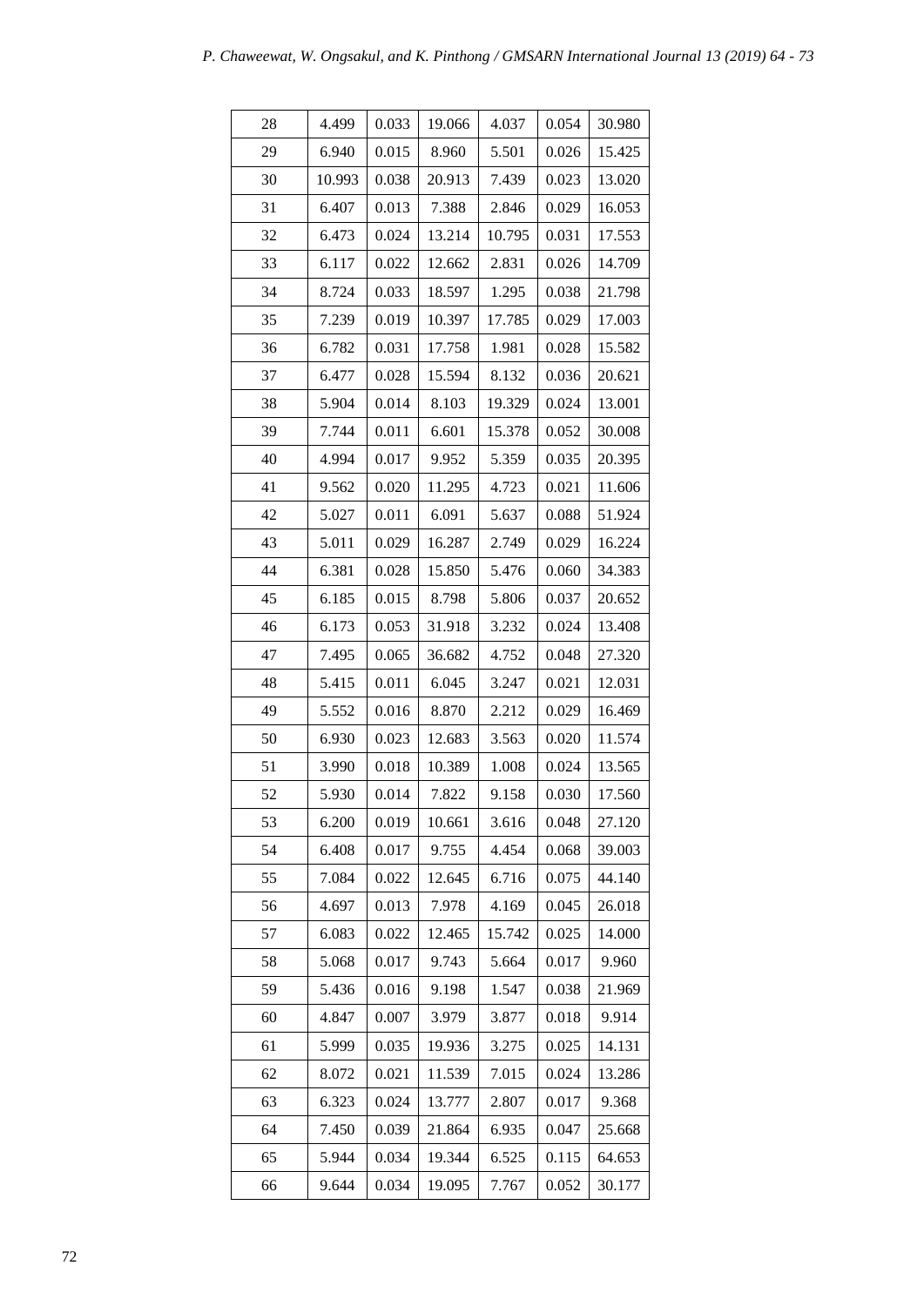| | | | | | | |
|---|---|---|---|---|---|---|
| 28 | 4.499 | 0.033 | 19.066 | 4.037 | 0.054 | 30.980 |
| 29 | 6.940 | 0.015 | 8.960 | 5.501 | 0.026 | 15.425 |
| 30 | 10.993 | 0.038 | 20.913 | 7.439 | 0.023 | 13.020 |
| 31 | 6.407 | 0.013 | 7.388 | 2.846 | 0.029 | 16.053 |
| 32 | 6.473 | 0.024 | 13.214 | 10.795 | 0.031 | 17.553 |
| 33 | 6.117 | 0.022 | 12.662 | 2.831 | 0.026 | 14.709 |
| 34 | 8.724 | 0.033 | 18.597 | 1.295 | 0.038 | 21.798 |
| 35 | 7.239 | 0.019 | 10.397 | 17.785 | 0.029 | 17.003 |
| 36 | 6.782 | 0.031 | 17.758 | 1.981 | 0.028 | 15.582 |
| 37 | 6.477 | 0.028 | 15.594 | 8.132 | 0.036 | 20.621 |
| 38 | 5.904 | 0.014 | 8.103 | 19.329 | 0.024 | 13.001 |
| 39 | 7.744 | 0.011 | 6.601 | 15.378 | 0.052 | 30.008 |
| 40 | 4.994 | 0.017 | 9.952 | 5.359 | 0.035 | 20.395 |
| 41 | 9.562 | 0.020 | 11.295 | 4.723 | 0.021 | 11.606 |
| 42 | 5.027 | 0.011 | 6.091 | 5.637 | 0.088 | 51.924 |
| 43 | 5.011 | 0.029 | 16.287 | 2.749 | 0.029 | 16.224 |
| 44 | 6.381 | 0.028 | 15.850 | 5.476 | 0.060 | 34.383 |
| 45 | 6.185 | 0.015 | 8.798 | 5.806 | 0.037 | 20.652 |
| 46 | 6.173 | 0.053 | 31.918 | 3.232 | 0.024 | 13.408 |
| 47 | 7.495 | 0.065 | 36.682 | 4.752 | 0.048 | 27.320 |
| 48 | 5.415 | 0.011 | 6.045 | 3.247 | 0.021 | 12.031 |
| 49 | 5.552 | 0.016 | 8.870 | 2.212 | 0.029 | 16.469 |
| 50 | 6.930 | 0.023 | 12.683 | 3.563 | 0.020 | 11.574 |
| 51 | 3.990 | 0.018 | 10.389 | 1.008 | 0.024 | 13.565 |
| 52 | 5.930 | 0.014 | 7.822 | 9.158 | 0.030 | 17.560 |
| 53 | 6.200 | 0.019 | 10.661 | 3.616 | 0.048 | 27.120 |
| 54 | 6.408 | 0.017 | 9.755 | 4.454 | 0.068 | 39.003 |
| 55 | 7.084 | 0.022 | 12.645 | 6.716 | 0.075 | 44.140 |
| 56 | 4.697 | 0.013 | 7.978 | 4.169 | 0.045 | 26.018 |
| 57 | 6.083 | 0.022 | 12.465 | 15.742 | 0.025 | 14.000 |
| 58 | 5.068 | 0.017 | 9.743 | 5.664 | 0.017 | 9.960 |
| 59 | 5.436 | 0.016 | 9.198 | 1.547 | 0.038 | 21.969 |
| 60 | 4.847 | 0.007 | 3.979 | 3.877 | 0.018 | 9.914 |
| 61 | 5.999 | 0.035 | 19.936 | 3.275 | 0.025 | 14.131 |
| 62 | 8.072 | 0.021 | 11.539 | 7.015 | 0.024 | 13.286 |
| 63 | 6.323 | 0.024 | 13.777 | 2.807 | 0.017 | 9.368 |
| 64 | 7.450 | 0.039 | 21.864 | 6.935 | 0.047 | 25.668 |
| 65 | 5.944 | 0.034 | 19.344 | 6.525 | 0.115 | 64.653 |
| 66 | 9.644 | 0.034 | 19.095 | 7.767 | 0.052 | 30.177 |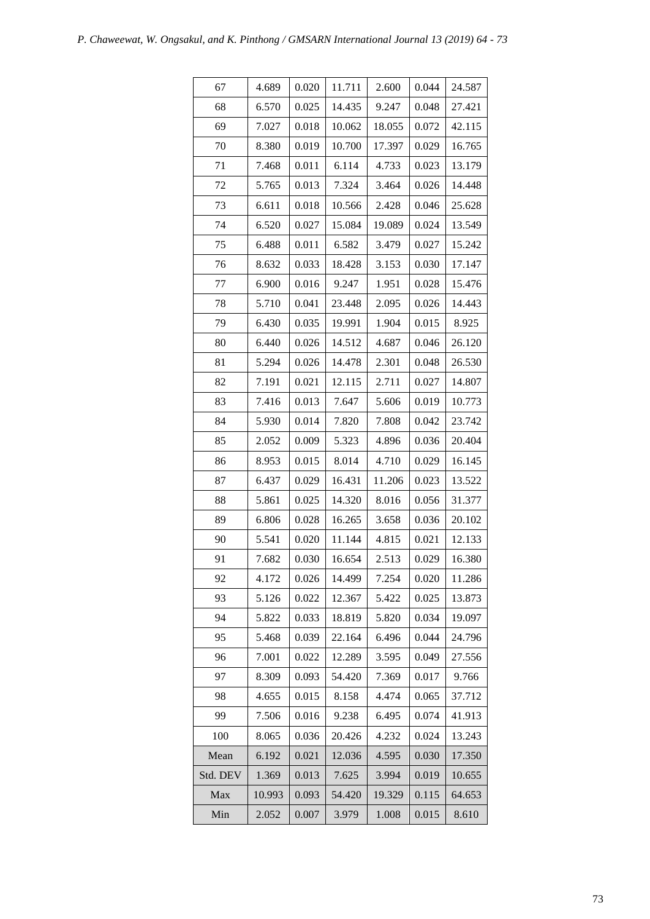| | | | | | | |
|---|---|---|---|---|---|---|
| 67 | 4.689 | 0.020 | 11.711 | 2.600 | 0.044 | 24.587 |
| 68 | 6.570 | 0.025 | 14.435 | 9.247 | 0.048 | 27.421 |
| 69 | 7.027 | 0.018 | 10.062 | 18.055 | 0.072 | 42.115 |
| 70 | 8.380 | 0.019 | 10.700 | 17.397 | 0.029 | 16.765 |
| 71 | 7.468 | 0.011 | 6.114 | 4.733 | 0.023 | 13.179 |
| 72 | 5.765 | 0.013 | 7.324 | 3.464 | 0.026 | 14.448 |
| 73 | 6.611 | 0.018 | 10.566 | 2.428 | 0.046 | 25.628 |
| 74 | 6.520 | 0.027 | 15.084 | 19.089 | 0.024 | 13.549 |
| 75 | 6.488 | 0.011 | 6.582 | 3.479 | 0.027 | 15.242 |
| 76 | 8.632 | 0.033 | 18.428 | 3.153 | 0.030 | 17.147 |
| 77 | 6.900 | 0.016 | 9.247 | 1.951 | 0.028 | 15.476 |
| 78 | 5.710 | 0.041 | 23.448 | 2.095 | 0.026 | 14.443 |
| 79 | 6.430 | 0.035 | 19.991 | 1.904 | 0.015 | 8.925 |
| 80 | 6.440 | 0.026 | 14.512 | 4.687 | 0.046 | 26.120 |
| 81 | 5.294 | 0.026 | 14.478 | 2.301 | 0.048 | 26.530 |
| 82 | 7.191 | 0.021 | 12.115 | 2.711 | 0.027 | 14.807 |
| 83 | 7.416 | 0.013 | 7.647 | 5.606 | 0.019 | 10.773 |
| 84 | 5.930 | 0.014 | 7.820 | 7.808 | 0.042 | 23.742 |
| 85 | 2.052 | 0.009 | 5.323 | 4.896 | 0.036 | 20.404 |
| 86 | 8.953 | 0.015 | 8.014 | 4.710 | 0.029 | 16.145 |
| 87 | 6.437 | 0.029 | 16.431 | 11.206 | 0.023 | 13.522 |
| 88 | 5.861 | 0.025 | 14.320 | 8.016 | 0.056 | 31.377 |
| 89 | 6.806 | 0.028 | 16.265 | 3.658 | 0.036 | 20.102 |
| 90 | 5.541 | 0.020 | 11.144 | 4.815 | 0.021 | 12.133 |
| 91 | 7.682 | 0.030 | 16.654 | 2.513 | 0.029 | 16.380 |
| 92 | 4.172 | 0.026 | 14.499 | 7.254 | 0.020 | 11.286 |
| 93 | 5.126 | 0.022 | 12.367 | 5.422 | 0.025 | 13.873 |
| 94 | 5.822 | 0.033 | 18.819 | 5.820 | 0.034 | 19.097 |
| 95 | 5.468 | 0.039 | 22.164 | 6.496 | 0.044 | 24.796 |
| 96 | 7.001 | 0.022 | 12.289 | 3.595 | 0.049 | 27.556 |
| 97 | 8.309 | 0.093 | 54.420 | 7.369 | 0.017 | 9.766 |
| 98 | 4.655 | 0.015 | 8.158 | 4.474 | 0.065 | 37.712 |
| 99 | 7.506 | 0.016 | 9.238 | 6.495 | 0.074 | 41.913 |
| 100 | 8.065 | 0.036 | 20.426 | 4.232 | 0.024 | 13.243 |
| Mean | 6.192 | 0.021 | 12.036 | 4.595 | 0.030 | 17.350 |
| Std. DEV | 1.369 | 0.013 | 7.625 | 3.994 | 0.019 | 10.655 |
| Max | 10.993 | 0.093 | 54.420 | 19.329 | 0.115 | 64.653 |
| Min | 2.052 | 0.007 | 3.979 | 1.008 | 0.015 | 8.610 |